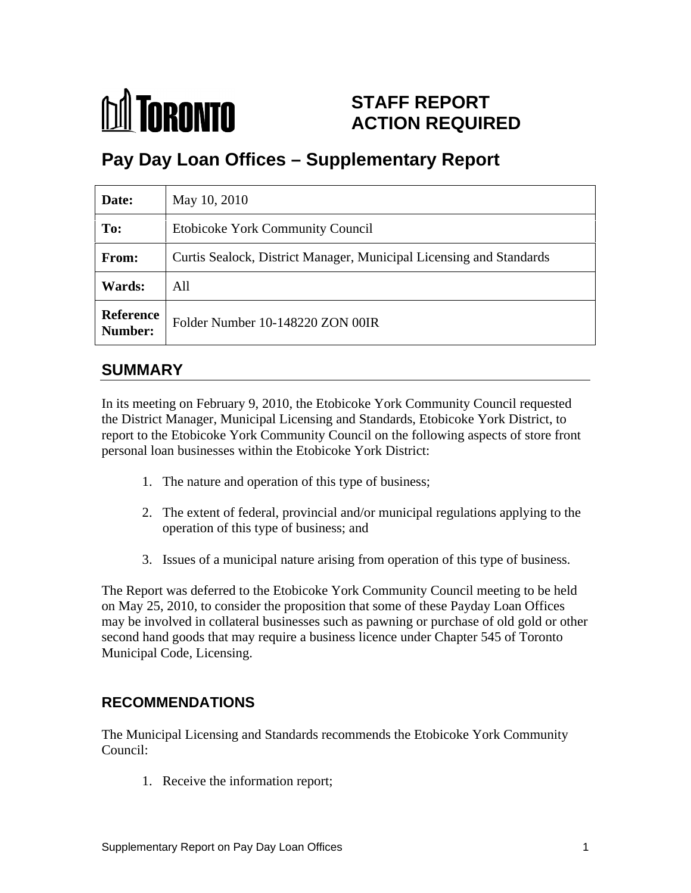TORONTO

# STAFF REPORT ACTION REQUIRED

# Pay Day Loan Offices – Supplementary Report

| | |
|---|---|
| **Date:** | May 10, 2010 |
| **To:** | Etobicoke York Community Council |
| **From:** | Curtis Sealock, District Manager, Municipal Licensing and Standards |
| **Wards:** | All |
| **Reference Number:** | Folder Number 10-148220 ZON 00IR |

## SUMMARY

In its meeting on February 9, 2010, the Etobicoke York Community Council requested the District Manager, Municipal Licensing and Standards, Etobicoke York District, to report to the Etobicoke York Community Council on the following aspects of store front personal loan businesses within the Etobicoke York District:

1. The nature and operation of this type of business;
2. The extent of federal, provincial and/or municipal regulations applying to the operation of this type of business; and
3. Issues of a municipal nature arising from operation of this type of business.

The Report was deferred to the Etobicoke York Community Council meeting to be held on May 25, 2010, to consider the proposition that some of these Payday Loan Offices may be involved in collateral businesses such as pawning or purchase of old gold or other second hand goods that may require a business licence under Chapter 545 of Toronto Municipal Code, Licensing.

## RECOMMENDATIONS

The Municipal Licensing and Standards recommends the Etobicoke York Community Council:

1. Receive the information report;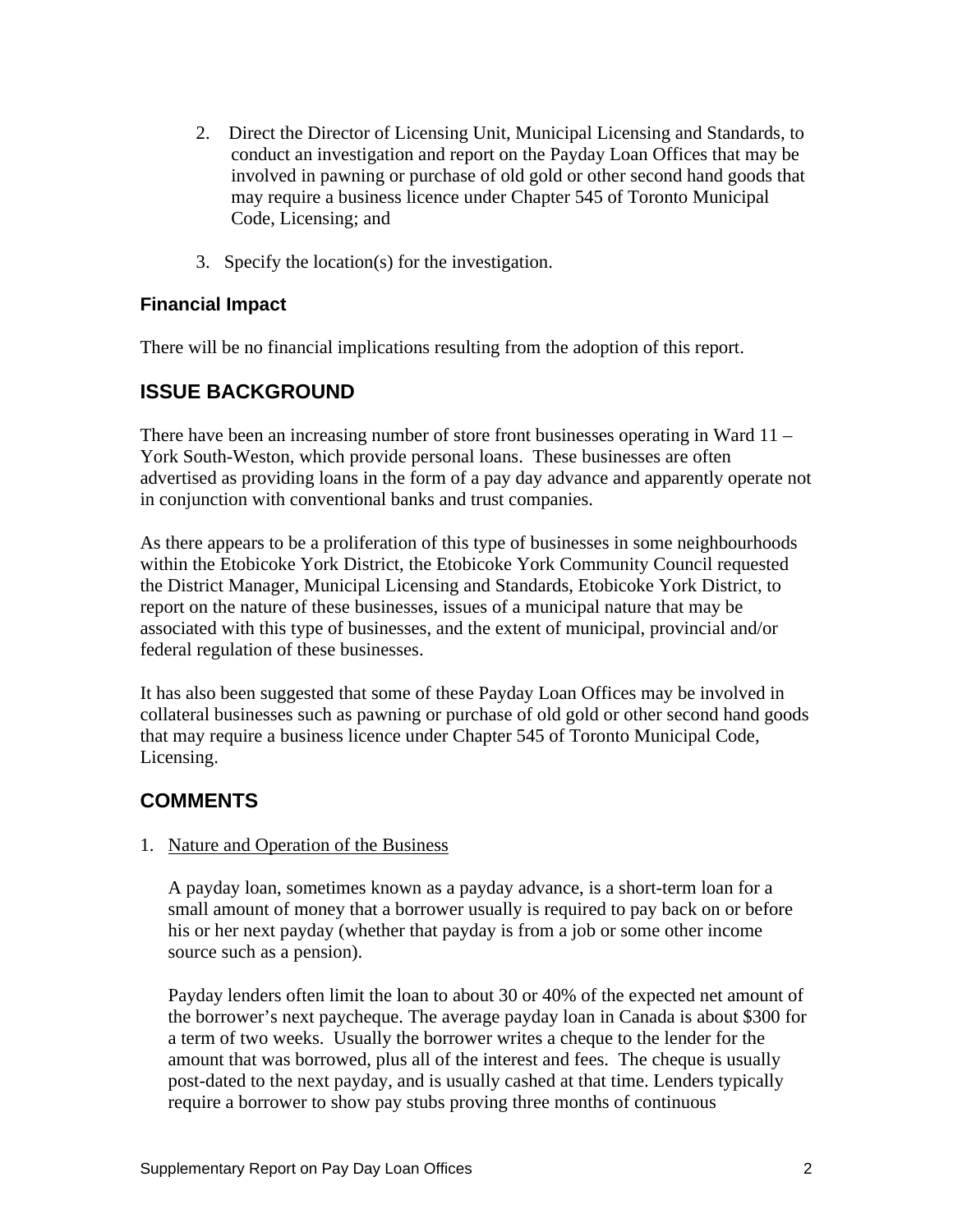2. Direct the Director of Licensing Unit, Municipal Licensing and Standards, to conduct an investigation and report on the Payday Loan Offices that may be involved in pawning or purchase of old gold or other second hand goods that may require a business licence under Chapter 545 of Toronto Municipal Code, Licensing; and

3. Specify the location(s) for the investigation.

### Financial Impact

There will be no financial implications resulting from the adoption of this report.

## ISSUE BACKGROUND

There have been an increasing number of store front businesses operating in Ward 11 – York South-Weston, which provide personal loans. These businesses are often advertised as providing loans in the form of a pay day advance and apparently operate not in conjunction with conventional banks and trust companies.

As there appears to be a proliferation of this type of businesses in some neighbourhoods within the Etobicoke York District, the Etobicoke York Community Council requested the District Manager, Municipal Licensing and Standards, Etobicoke York District, to report on the nature of these businesses, issues of a municipal nature that may be associated with this type of businesses, and the extent of municipal, provincial and/or federal regulation of these businesses.

It has also been suggested that some of these Payday Loan Offices may be involved in collateral businesses such as pawning or purchase of old gold or other second hand goods that may require a business licence under Chapter 545 of Toronto Municipal Code, Licensing.

## COMMENTS

1. Nature and Operation of the Business

   A payday loan, sometimes known as a payday advance, is a short-term loan for a small amount of money that a borrower usually is required to pay back on or before his or her next payday (whether that payday is from a job or some other income source such as a pension).

   Payday lenders often limit the loan to about 30 or 40% of the expected net amount of the borrower's next paycheque. The average payday loan in Canada is about $300 for a term of two weeks. Usually the borrower writes a cheque to the lender for the amount that was borrowed, plus all of the interest and fees. The cheque is usually post-dated to the next payday, and is usually cashed at that time. Lenders typically require a borrower to show pay stubs proving three months of continuous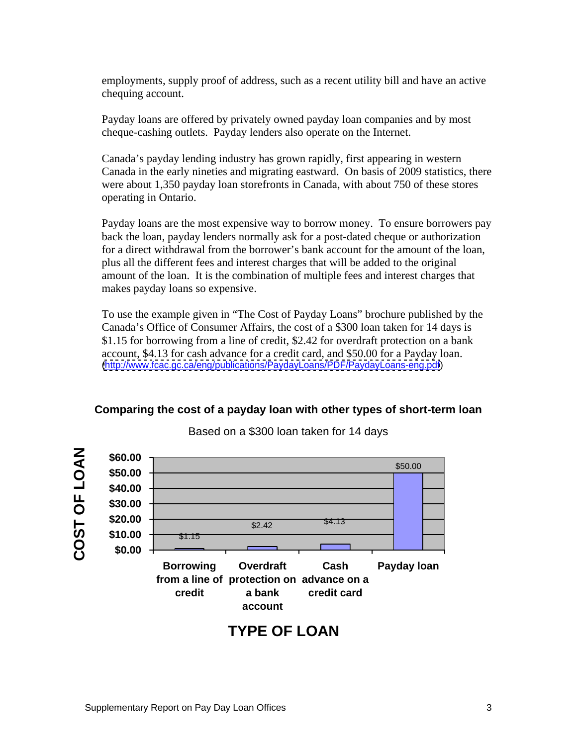employments, supply proof of address, such as a recent utility bill and have an active chequing account.

Payday loans are offered by privately owned payday loan companies and by most cheque-cashing outlets. Payday lenders also operate on the Internet.

Canada's payday lending industry has grown rapidly, first appearing in western Canada in the early nineties and migrating eastward. On basis of 2009 statistics, there were about 1,350 payday loan storefronts in Canada, with about 750 of these stores operating in Ontario.

Payday loans are the most expensive way to borrow money. To ensure borrowers pay back the loan, payday lenders normally ask for a post-dated cheque or authorization for a direct withdrawal from the borrower's bank account for the amount of the loan, plus all the different fees and interest charges that will be added to the original amount of the loan. It is the combination of multiple fees and interest charges that makes payday loans so expensive.

To use the example given in "The Cost of Payday Loans" brochure published by the Canada's Office of Consumer Affairs, the cost of a $300 loan taken for 14 days is $1.15 for borrowing from a line of credit, $2.42 for overdraft protection on a bank account, $4.13 for cash advance for a credit card, and $50.00 for a Payday loan. (http://www.fcac.gc.ca/eng/publications/PaydayLoans/PDF/PaydayLoans-eng.pdf)

**Comparing the cost of a payday loan with other types of short-term loan**

Based on a $300 loan taken for 14 days

| TYPE OF LOAN | COST OF LOAN |
|---|---|
| Borrowing from a line of credit | $1.15 |
| Overdraft protection on a bank account | $2.42 |
| Cash advance on a credit card | $4.13 |
| Payday loan | $50.00 |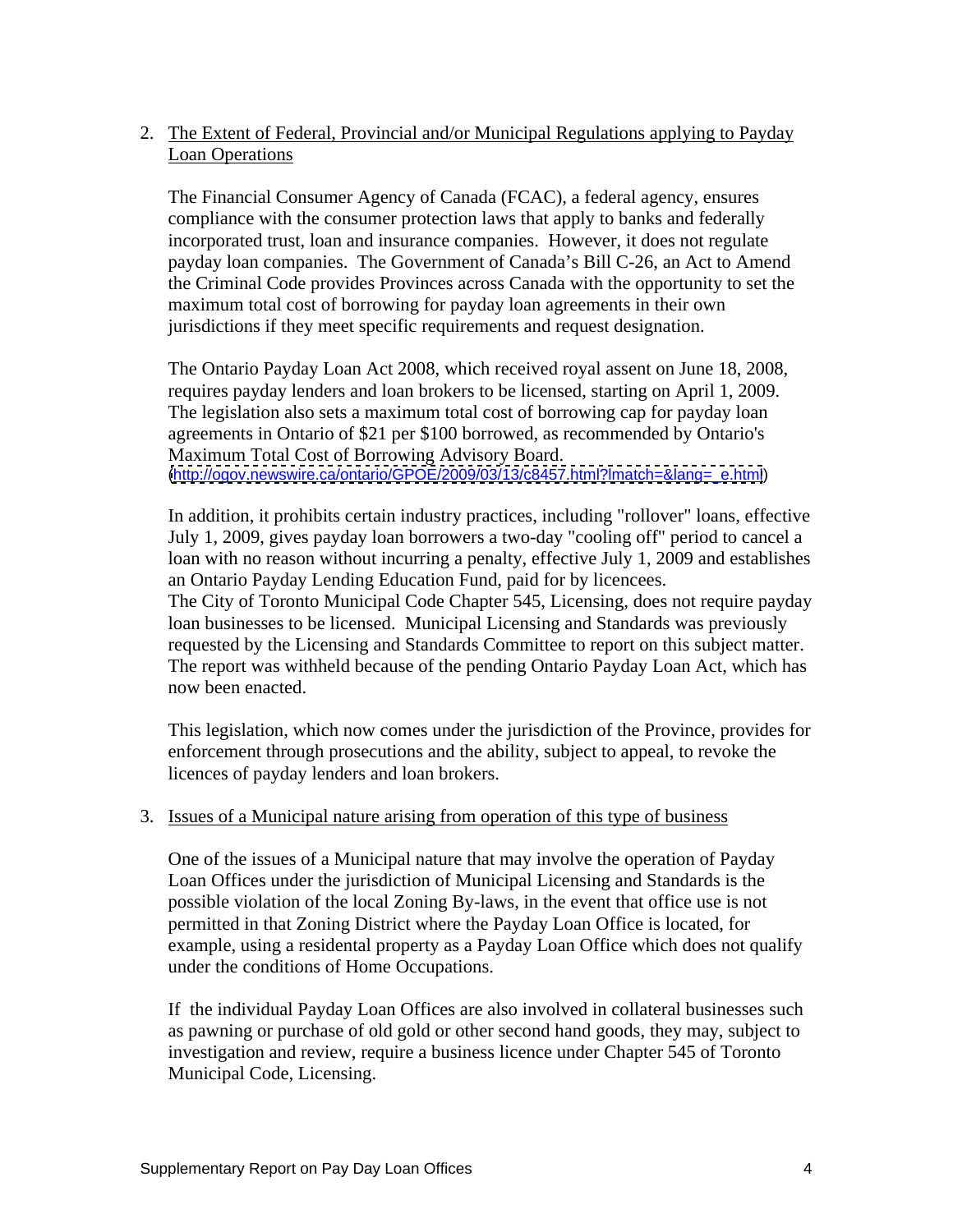2. <u>The Extent of Federal, Provincial and/or Municipal Regulations applying to Payday Loan Operations</u>

   The Financial Consumer Agency of Canada (FCAC), a federal agency, ensures compliance with the consumer protection laws that apply to banks and federally incorporated trust, loan and insurance companies. However, it does not regulate payday loan companies. The Government of Canada's Bill C-26, an Act to Amend the Criminal Code provides Provinces across Canada with the opportunity to set the maximum total cost of borrowing for payday loan agreements in their own jurisdictions if they meet specific requirements and request designation.

   The Ontario Payday Loan Act 2008, which received royal assent on June 18, 2008, requires payday lenders and loan brokers to be licensed, starting on April 1, 2009. The legislation also sets a maximum total cost of borrowing cap for payday loan agreements in Ontario of $21 per $100 borrowed, as recommended by Ontario's Maximum Total Cost of Borrowing Advisory Board. (http://ogov.newswire.ca/ontario/GPOE/2009/03/13/c8457.html?lmatch=&lang=_e.html)

   In addition, it prohibits certain industry practices, including "rollover" loans, effective July 1, 2009, gives payday loan borrowers a two-day "cooling off" period to cancel a loan with no reason without incurring a penalty, effective July 1, 2009 and establishes an Ontario Payday Lending Education Fund, paid for by licencees.
   The City of Toronto Municipal Code Chapter 545, Licensing, does not require payday loan businesses to be licensed. Municipal Licensing and Standards was previously requested by the Licensing and Standards Committee to report on this subject matter. The report was withheld because of the pending Ontario Payday Loan Act, which has now been enacted.

   This legislation, which now comes under the jurisdiction of the Province, provides for enforcement through prosecutions and the ability, subject to appeal, to revoke the licences of payday lenders and loan brokers.

3. <u>Issues of a Municipal nature arising from operation of this type of business</u>

   One of the issues of a Municipal nature that may involve the operation of Payday Loan Offices under the jurisdiction of Municipal Licensing and Standards is the possible violation of the local Zoning By-laws, in the event that office use is not permitted in that Zoning District where the Payday Loan Office is located, for example, using a residental property as a Payday Loan Office which does not qualify under the conditions of Home Occupations.

   If the individual Payday Loan Offices are also involved in collateral businesses such as pawning or purchase of old gold or other second hand goods, they may, subject to investigation and review, require a business licence under Chapter 545 of Toronto Municipal Code, Licensing.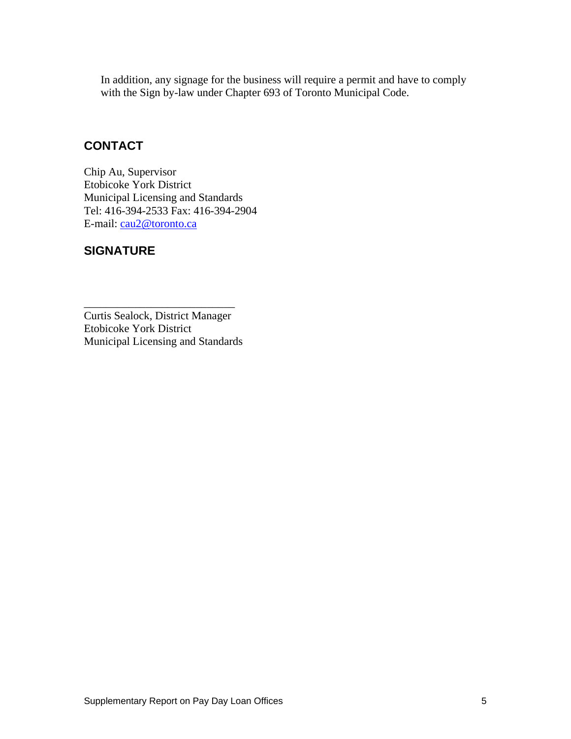In addition, any signage for the business will require a permit and have to comply with the Sign by-law under Chapter 693 of Toronto Municipal Code.

## CONTACT

Chip Au, Supervisor
Etobicoke York District
Municipal Licensing and Standards
Tel: 416-394-2533 Fax: 416-394-2904
E-mail: cau2@toronto.ca

## SIGNATURE

_______________________________
Curtis Sealock, District Manager
Etobicoke York District
Municipal Licensing and Standards